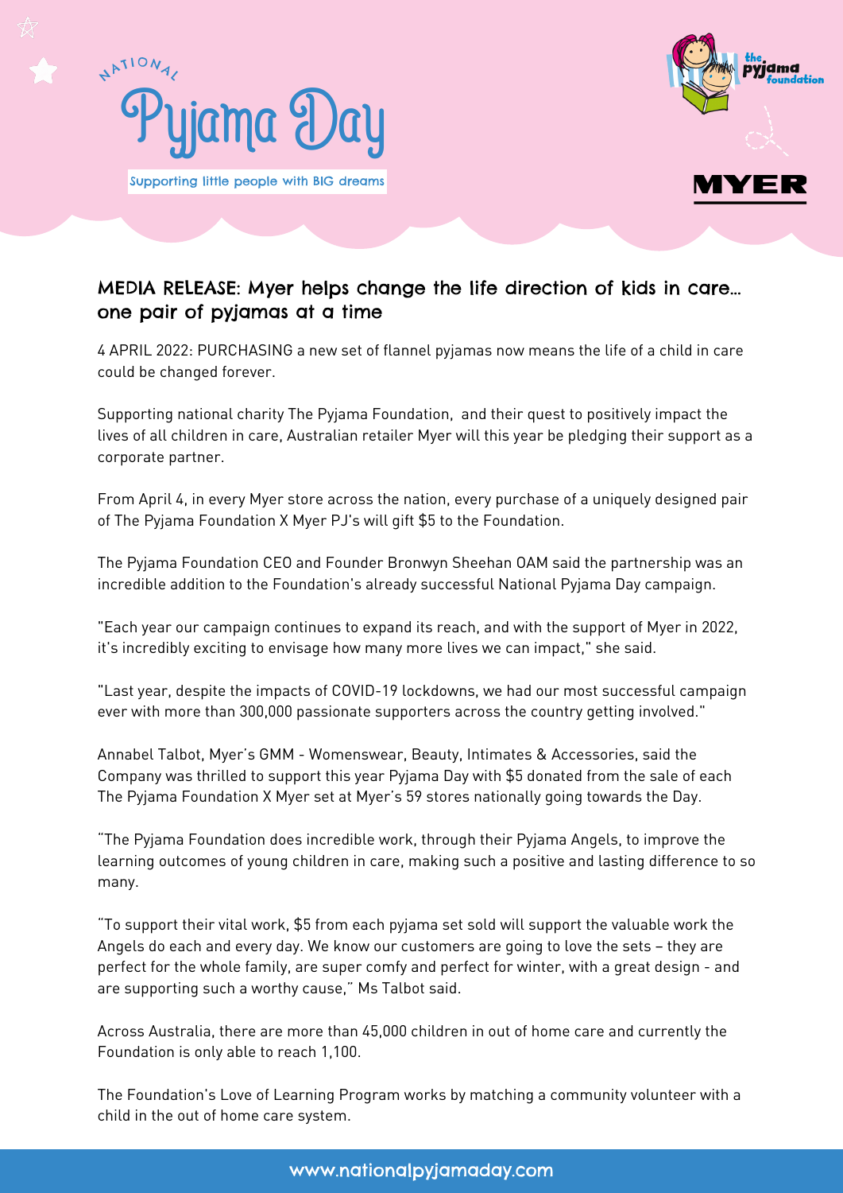# NATIONAL Pyjama Day

Supporting little people with BIG dreams

the pyjama foundation

MYER

## MEDIA RELEASE: Myer helps change the life direction of kids in care... one pair of pyjamas at a time

4 APRIL 2022: PURCHASING a new set of flannel pyjamas now means the life of a child in care could be changed forever.

Supporting national charity The Pyjama Foundation, and their quest to positively impact the lives of all children in care, Australian retailer Myer will this year be pledging their support as a corporate partner.

From April 4, in every Myer store across the nation, every purchase of a uniquely designed pair of The Pyjama Foundation X Myer PJ's will gift $5 to the Foundation.

The Pyjama Foundation CEO and Founder Bronwyn Sheehan OAM said the partnership was an incredible addition to the Foundation's already successful National Pyjama Day campaign.

"Each year our campaign continues to expand its reach, and with the support of Myer in 2022, it's incredibly exciting to envisage how many more lives we can impact," she said.

"Last year, despite the impacts of COVID-19 lockdowns, we had our most successful campaign ever with more than 300,000 passionate supporters across the country getting involved."

Annabel Talbot, Myer's GMM - Womenswear, Beauty, Intimates & Accessories, said the Company was thrilled to support this year Pyjama Day with $5 donated from the sale of each The Pyjama Foundation X Myer set at Myer's 59 stores nationally going towards the Day.

"The Pyjama Foundation does incredible work, through their Pyjama Angels, to improve the learning outcomes of young children in care, making such a positive and lasting difference to so many.

"To support their vital work, $5 from each pyjama set sold will support the valuable work the Angels do each and every day. We know our customers are going to love the sets – they are perfect for the whole family, are super comfy and perfect for winter, with a great design - and are supporting such a worthy cause," Ms Talbot said.

Across Australia, there are more than 45,000 children in out of home care and currently the Foundation is only able to reach 1,100.

The Foundation's Love of Learning Program works by matching a community volunteer with a child in the out of home care system.

www.nationalpyjamaday.com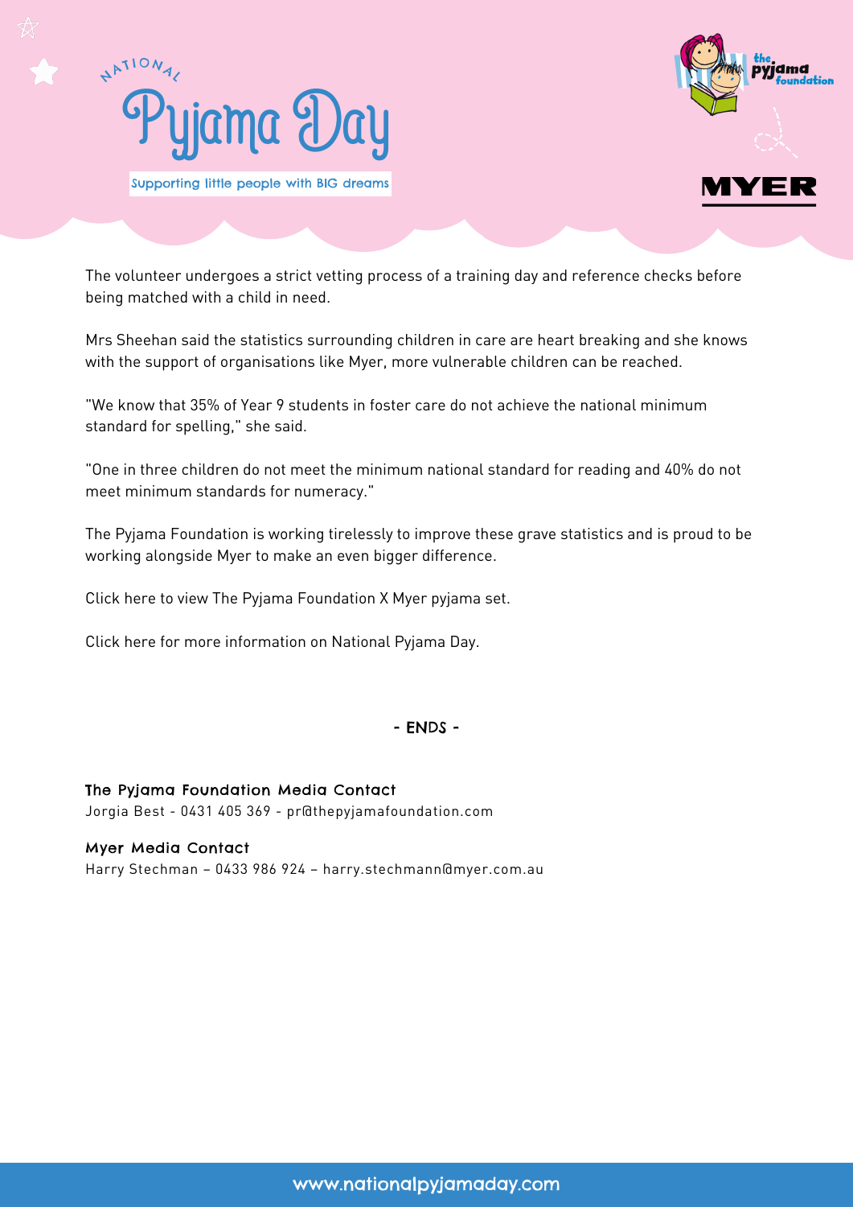The volunteer undergoes a strict vetting process of a training day and reference checks before being matched with a child in need.

Mrs Sheehan said the statistics surrounding children in care are heart breaking and she knows with the support of organisations like Myer, more vulnerable children can be reached.

"We know that 35% of Year 9 students in foster care do not achieve the national minimum standard for spelling," she said.

"One in three children do not meet the minimum national standard for reading and 40% do not meet minimum standards for numeracy."

The Pyjama Foundation is working tirelessly to improve these grave statistics and is proud to be working alongside Myer to make an even bigger difference.

Click here to view The Pyjama Foundation X Myer pyjama set.

Click here for more information on National Pyjama Day.

**- ENDS -**

**The Pyjama Foundation Media Contact**
Jorgia Best - 0431 405 369 - pr@thepyjamafoundation.com

**Myer Media Contact**
Harry Stechman – 0433 986 924 – harry.stechmann@myer.com.au